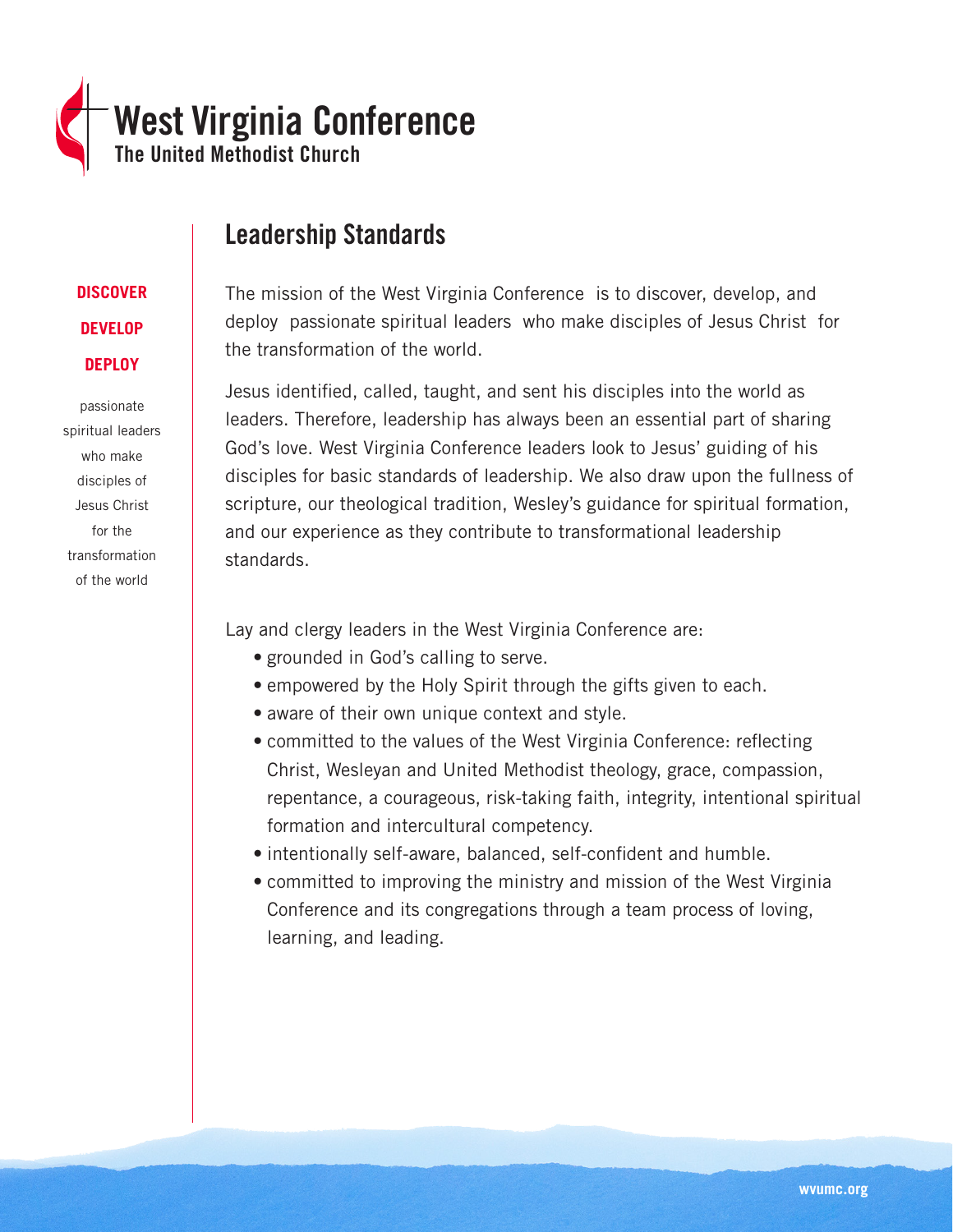# West Virginia Conference
The United Methodist Church

**DISCOVER**

**DEVELOP**

**DEPLOY**

passionate spiritual leaders who make disciples of Jesus Christ for the transformation of the world

## Leadership Standards

The mission of the West Virginia Conference is to discover, develop, and deploy passionate spiritual leaders who make disciples of Jesus Christ for the transformation of the world.

Jesus identified, called, taught, and sent his disciples into the world as leaders. Therefore, leadership has always been an essential part of sharing God's love. West Virginia Conference leaders look to Jesus' guiding of his disciples for basic standards of leadership. We also draw upon the fullness of scripture, our theological tradition, Wesley's guidance for spiritual formation, and our experience as they contribute to transformational leadership standards.

Lay and clergy leaders in the West Virginia Conference are:

- grounded in God's calling to serve.
- empowered by the Holy Spirit through the gifts given to each.
- aware of their own unique context and style.
- committed to the values of the West Virginia Conference: reflecting Christ, Wesleyan and United Methodist theology, grace, compassion, repentance, a courageous, risk-taking faith, integrity, intentional spiritual formation and intercultural competency.
- intentionally self-aware, balanced, self-confident and humble.
- committed to improving the ministry and mission of the West Virginia Conference and its congregations through a team process of loving, learning, and leading.

wvumc.org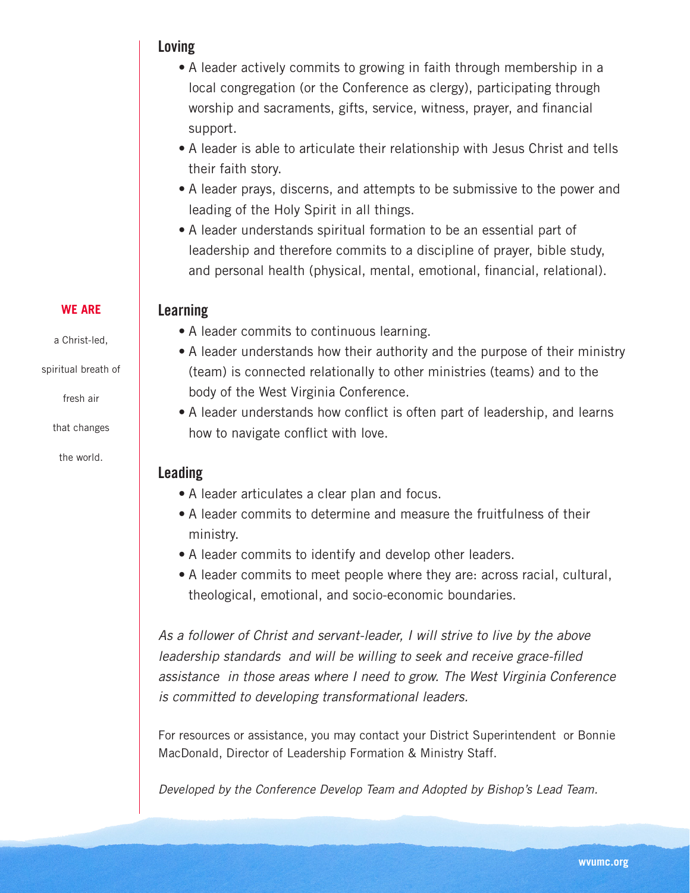## Loving

- A leader actively commits to growing in faith through membership in a local congregation (or the Conference as clergy), participating through worship and sacraments, gifts, service, witness, prayer, and financial support.
- A leader is able to articulate their relationship with Jesus Christ and tells their faith story.
- A leader prays, discerns, and attempts to be submissive to the power and leading of the Holy Spirit in all things.
- A leader understands spiritual formation to be an essential part of leadership and therefore commits to a discipline of prayer, bible study, and personal health (physical, mental, emotional, financial, relational).

**WE ARE**

a Christ-led, spiritual breath of fresh air that changes the world.

## Learning

- A leader commits to continuous learning.
- A leader understands how their authority and the purpose of their ministry (team) is connected relationally to other ministries (teams) and to the body of the West Virginia Conference.
- A leader understands how conflict is often part of leadership, and learns how to navigate conflict with love.

## Leading

- A leader articulates a clear plan and focus.
- A leader commits to determine and measure the fruitfulness of their ministry.
- A leader commits to identify and develop other leaders.
- A leader commits to meet people where they are: across racial, cultural, theological, emotional, and socio-economic boundaries.

*As a follower of Christ and servant-leader, I will strive to live by the above leadership standards and will be willing to seek and receive grace-filled assistance in those areas where I need to grow. The West Virginia Conference is committed to developing transformational leaders.*

For resources or assistance, you may contact your District Superintendent or Bonnie MacDonald, Director of Leadership Formation & Ministry Staff.

*Developed by the Conference Develop Team and Adopted by Bishop's Lead Team.*

wvumc.org